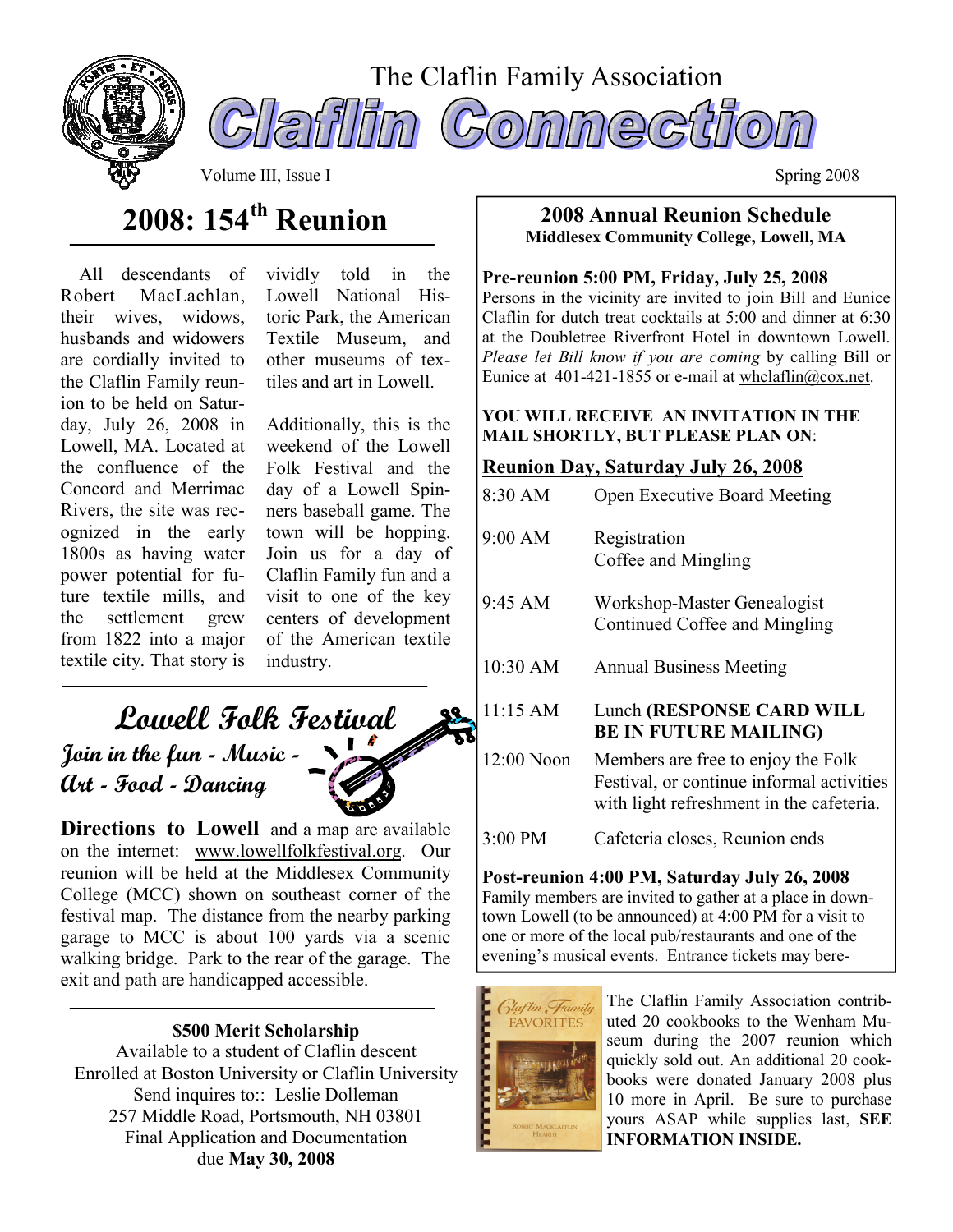The Claflin Family Association

# Claflin Connection

Volume III, Issue I — Spring 2008

## 2008: 154th Reunion

All descendants of Robert MacLachlan, their wives, widows, husbands and widowers are cordially invited to the Claflin Family reunion to be held on Saturday, July 26, 2008 in Lowell, MA. Located at the confluence of the Concord and Merrimac Rivers, the site was recognized in the early 1800s as having water power potential for future textile mills, and the settlement grew from 1822 into a major textile city. That story is vividly told in the Lowell National Historic Park, the American Textile Museum, and other museums of textiles and art in Lowell.

Additionally, this is the weekend of the Lowell Folk Festival and the day of a Lowell Spinners baseball game. The town will be hopping. Join us for a day of Claflin Family fun and a visit to one of the key centers of development of the American textile industry.

## *Lowell Folk Festival*

*Join in the fun - Music - Art - Food - Dancing*

**Directions to Lowell** and a map are available on the internet: www.lowellfolkfestival.org. Our reunion will be held at the Middlesex Community College (MCC) shown on southeast corner of the festival map. The distance from the nearby parking garage to MCC is about 100 yards via a scenic walking bridge. Park to the rear of the garage. The exit and path are handicapped accessible.

### $500 Merit Scholarship

Available to a student of Claflin descent
Enrolled at Boston University or Claflin University
Send inquires to:: Leslie Dolleman
257 Middle Road, Portsmouth, NH 03801
Final Application and Documentation
due **May 30, 2008**

## 2008 Annual Reunion Schedule

**Middlesex Community College, Lowell, MA**

**Pre-reunion 5:00 PM, Friday, July 25, 2008**
Persons in the vicinity are invited to join Bill and Eunice Claflin for dutch treat cocktails at 5:00 and dinner at 6:30 at the Doubletree Riverfront Hotel in downtown Lowell. *Please let Bill know if you are coming* by calling Bill or Eunice at 401-421-1855 or e-mail at whclaflin@cox.net.

**YOU WILL RECEIVE AN INVITATION IN THE MAIL SHORTLY, BUT PLEASE PLAN ON**:

### Reunion Day, Saturday July 26, 2008

| Time | Event |
|---|---|
| 8:30 AM | Open Executive Board Meeting |
| 9:00 AM | Registration<br>Coffee and Mingling |
| 9:45 AM | Workshop-Master Genealogist<br>Continued Coffee and Mingling |
| 10:30 AM | Annual Business Meeting |
| 11:15 AM | Lunch **(RESPONSE CARD WILL BE IN FUTURE MAILING)** |
| 12:00 Noon | Members are free to enjoy the Folk Festival, or continue informal activities with light refreshment in the cafeteria. |
| 3:00 PM | Cafeteria closes, Reunion ends |

**Post-reunion 4:00 PM, Saturday July 26, 2008**
Family members are invited to gather at a place in downtown Lowell (to be announced) at 4:00 PM for a visit to one or more of the local pub/restaurants and one of the evening's musical events. Entrance tickets may bere-

The Claflin Family Association contributed 20 cookbooks to the Wenham Museum during the 2007 reunion which quickly sold out. An additional 20 cookbooks were donated January 2008 plus 10 more in April. Be sure to purchase yours ASAP while supplies last, **SEE INFORMATION INSIDE.**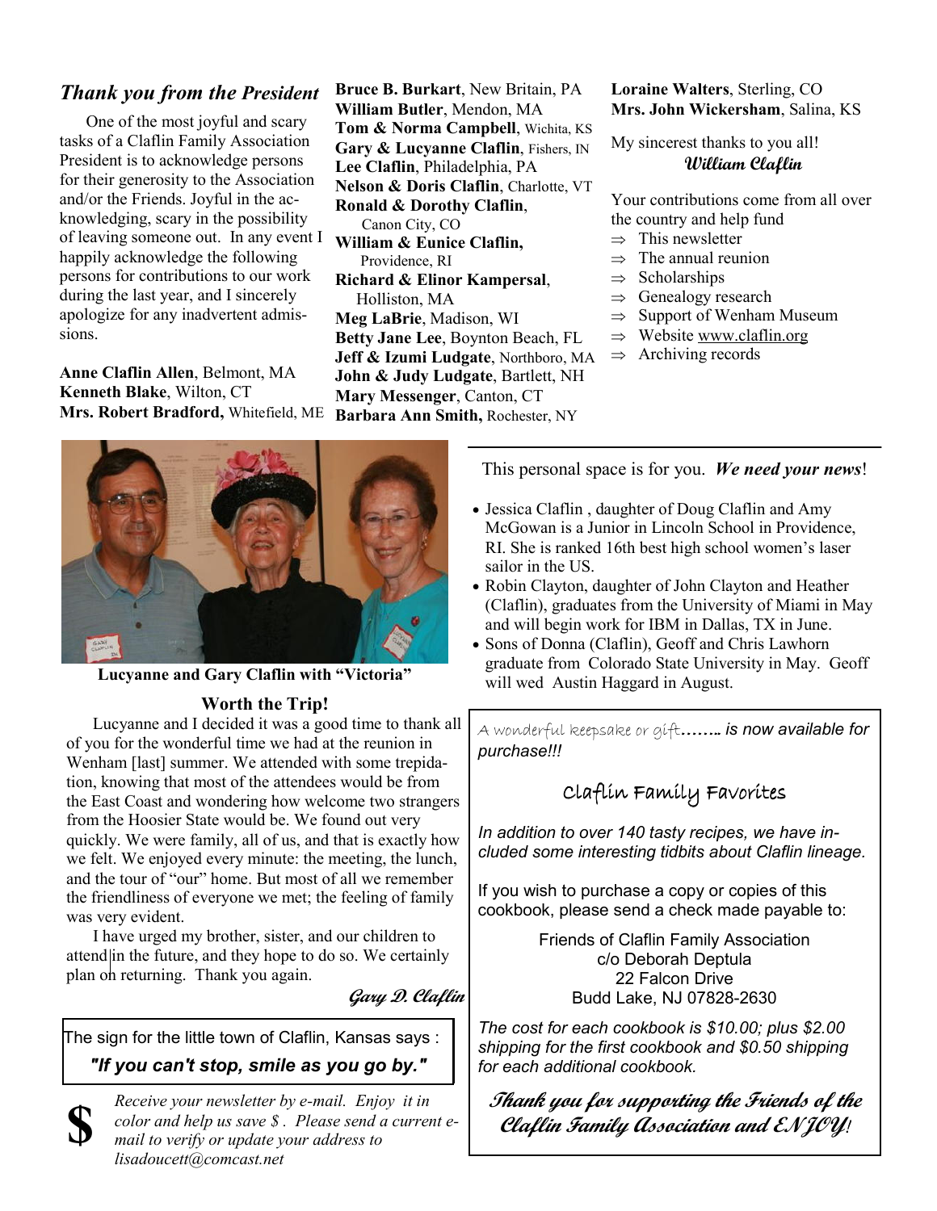## *Thank you from the President*

One of the most joyful and scary tasks of a Claflin Family Association President is to acknowledge persons for their generosity to the Association and/or the Friends. Joyful in the acknowledging, scary in the possibility of leaving someone out. In any event I happily acknowledge the following persons for contributions to our work during the last year, and I sincerely apologize for any inadvertent admissions.

**Anne Claflin Allen**, Belmont, MA
**Kenneth Blake**, Wilton, CT
**Mrs. Robert Bradford,** Whitefield, ME
**Bruce B. Burkart**, New Britain, PA
**William Butler**, Mendon, MA
**Tom & Norma Campbell**, Wichita, KS
**Gary & Lucyanne Claflin**, Fishers, IN
**Lee Claflin**, Philadelphia, PA
**Nelson & Doris Claflin**, Charlotte, VT
**Ronald & Dorothy Claflin**, Canon City, CO
**William & Eunice Claflin,** Providence, RI
**Richard & Elinor Kampersal**, Holliston, MA
**Meg LaBrie**, Madison, WI
**Betty Jane Lee**, Boynton Beach, FL
**Jeff & Izumi Ludgate**, Northboro, MA
**John & Judy Ludgate**, Bartlett, NH
**Mary Messenger**, Canton, CT
**Barbara Ann Smith,** Rochester, NY
**Loraine Walters**, Sterling, CO
**Mrs. John Wickersham**, Salina, KS

My sincerest thanks to you all!

***William Claflin***

Your contributions come from all over the country and help fund

- ⇒ This newsletter
- ⇒ The annual reunion
- ⇒ Scholarships
- ⇒ Genealogy research
- ⇒ Support of Wenham Museum
- ⇒ Website www.claflin.org
- ⇒ Archiving records

**Lucyanne and Gary Claflin with "Victoria"**

### Worth the Trip!

Lucyanne and I decided it was a good time to thank all of you for the wonderful time we had at the reunion in Wenham [last] summer. We attended with some trepidation, knowing that most of the attendees would be from the East Coast and wondering how welcome two strangers from the Hoosier State would be. We found out very quickly. We were family, all of us, and that is exactly how we felt. We enjoyed every minute: the meeting, the lunch, and the tour of "our" home. But most of all we remember the friendliness of everyone we met; the feeling of family was very evident.

I have urged my brother, sister, and our children to attend in the future, and they hope to do so. We certainly plan on returning. Thank you again.

***Gary D. Claflin***

The sign for the little town of Claflin, Kansas says :

***"If you can't stop, smile as you go by."***

**$** *Receive your newsletter by e-mail. Enjoy it in color and help us save $ . Please send a current e-mail to verify or update your address to lisadoucett@comcast.net*

This personal space is for you. ***We need your news***!

- Jessica Claflin , daughter of Doug Claflin and Amy McGowan is a Junior in Lincoln School in Providence, RI. She is ranked 16th best high school women's laser sailor in the US.
- Robin Clayton, daughter of John Clayton and Heather (Claflin), graduates from the University of Miami in May and will begin work for IBM in Dallas, TX in June.
- Sons of Donna (Claflin), Geoff and Chris Lawhorn graduate from Colorado State University in May. Geoff will wed Austin Haggard in August.

*A wonderful keepsake or gift…….. is now available for purchase!!!*

### Claflin Family Favorites

*In addition to over 140 tasty recipes, we have included some interesting tidbits about Claflin lineage.*

If you wish to purchase a copy or copies of this cookbook, please send a check made payable to:

Friends of Claflin Family Association
c/o Deborah Deptula
22 Falcon Drive
Budd Lake, NJ 07828-2630

*The cost for each cookbook is $10.00; plus $2.00 shipping for the first cookbook and $0.50 shipping for each additional cookbook.*

***Thank you for supporting the Friends of the Claflin Family Association and ENJOY!***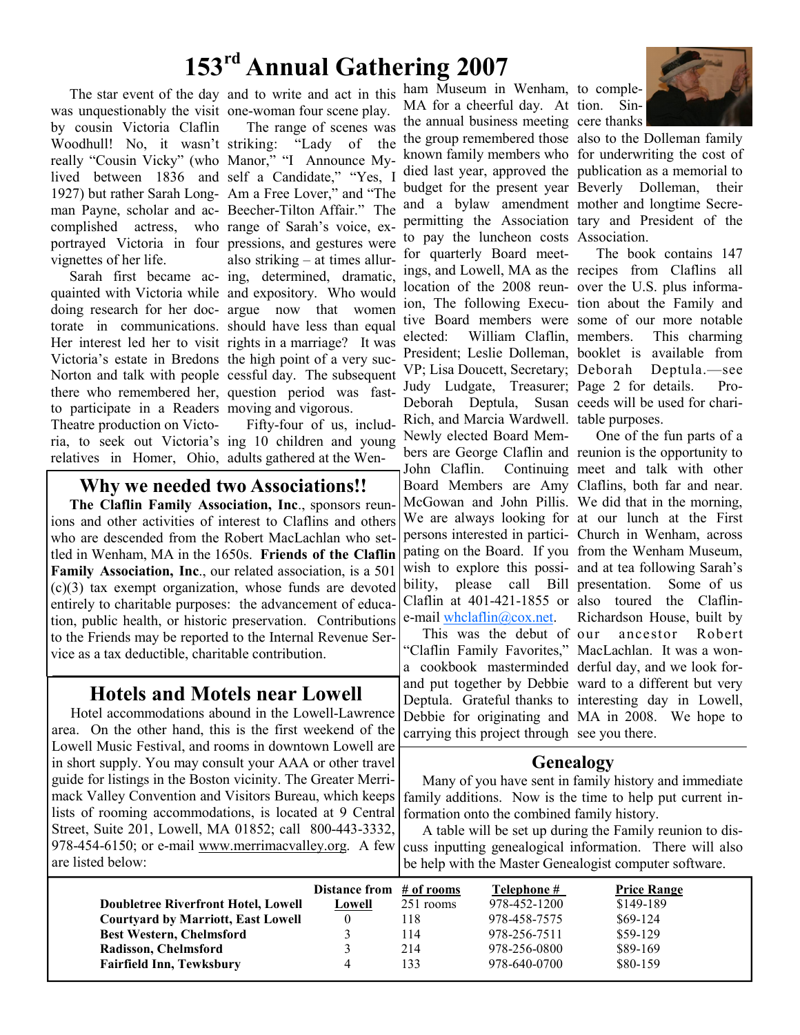# 153[rd] Annual Gathering 2007

The star event of the day was unquestionably the visit by cousin Victoria Claflin Woodhull! No, it wasn't really "Cousin Vicky" (who lived between 1836 and 1927) but rather Sarah Longman Payne, scholar and accomplished actress, who portrayed Victoria in four vignettes of her life.

Sarah first became acquainted with Victoria while doing research for her doctorate in communications. Her interest led her to visit Victoria's estate in Bredons Norton and talk with people there who remembered her, to participate in a Readers Theatre production on Victoria, to seek out Victoria's relatives in Homer, Ohio, and to write and act in this one-woman four scene play.

The range of scenes was striking: "Lady of the Manor," "I Announce Myself a Candidate," "Yes, I Am a Free Lover," and "The Beecher-Tilton Affair." The range of Sarah's voice, expressions, and gestures were also striking – at times alluring, determined, dramatic, and expository. Who would argue now that women should have less than equal rights in a marriage? It was the high point of a very successful day. The subsequent question period was fast-moving and vigorous.

Fifty-four of us, including 10 children and young adults gathered at the Wenham Museum in Wenham, MA for a cheerful day. At the annual business meeting the group remembered those known family members who died last year, approved the budget for the present year and a bylaw amendment permitting the Association to pay the luncheon costs for quarterly Board meetings, and Lowell, MA as the location of the 2008 reunion, The following Executive Board members were elected: William Claflin, President; Leslie Dolleman, VP; Lisa Doucett, Secretary; Judy Ludgate, Treasurer; Deborah Deptula, Susan Rich, and Marcia Wardwell. Newly elected Board Members are George Claflin and John Claflin. Continuing Board Members are Amy McGowan and John Pillis. We are always looking for persons interested in participating on the Board. If you wish to explore this possibility, please call Bill Claflin at 401-421-1855 or e-mail whclaflin@cox.net.

This was the debut of "Claflin Family Favorites," a cookbook masterminded and put together by Debbie Deptula. Grateful thanks to Debbie for originating and carrying this project through to completion. Sincere thanks also to the Dolleman family for underwriting the cost of publication as a memorial to Beverly Dolleman, their mother and longtime Secretary and President of the Association.

The book contains 147 recipes from Claflins all over the U.S. plus information about the Family and some of our more notable members. This charming booklet is available from Deborah Deptula.—see Page 2 for details. Proceeds will be used for charitable purposes.

One of the fun parts of a reunion is the opportunity to meet and talk with other Claflins, both far and near. We did that in the morning, at our lunch at the First Church in Wenham, across from the Wenham Museum, and at tea following Sarah's presentation. Some of us also toured the Claflin-Richardson House, built by our ancestor Robert MacLachlan. It was a wonderful day, and we look forward to a different but very interesting day in Lowell, MA in 2008. We hope to see you there.

## Why we needed two Associations!!

**The Claflin Family Association, Inc**., sponsors reunions and other activities of interest to Claflins and others who are descended from the Robert MacLachlan who settled in Wenham, MA in the 1650s. **Friends of the Claflin Family Association, Inc**., our related association, is a 501 (c)(3) tax exempt organization, whose funds are devoted entirely to charitable purposes: the advancement of education, public health, or historic preservation. Contributions to the Friends may be reported to the Internal Revenue Service as a tax deductible, charitable contribution.

## Hotels and Motels near Lowell

Hotel accommodations abound in the Lowell-Lawrence area. On the other hand, this is the first weekend of the Lowell Music Festival, and rooms in downtown Lowell are in short supply. You may consult your AAA or other travel guide for listings in the Boston vicinity. The Greater Merrimack Valley Convention and Visitors Bureau, which keeps lists of rooming accommodations, is located at 9 Central Street, Suite 201, Lowell, MA 01852; call 800-443-3332, 978-454-6150; or e-mail www.merrimacvalley.org. A few are listed below:

## Genealogy

Many of you have sent in family history and immediate family additions. Now is the time to help put current information onto the combined family history.

A table will be set up during the Family reunion to discuss inputting genealogical information. There will also be help with the Master Genealogist computer software.

| | Distance from Lowell | # of rooms | Telephone # | Price Range |
|---|---|---|---|---|
| **Doubletree Riverfront Hotel, Lowell** | | 251 rooms | 978-452-1200 | $149-189 |
| **Courtyard by Marriott, East Lowell** | 0 | 118 | 978-458-7575 | $69-124 |
| **Best Western, Chelmsford** | 3 | 114 | 978-256-7511 | $59-129 |
| **Radisson, Chelmsford** | 3 | 214 | 978-256-0800 | $89-169 |
| **Fairfield Inn, Tewksbury** | 4 | 133 | 978-640-0700 | $80-159 |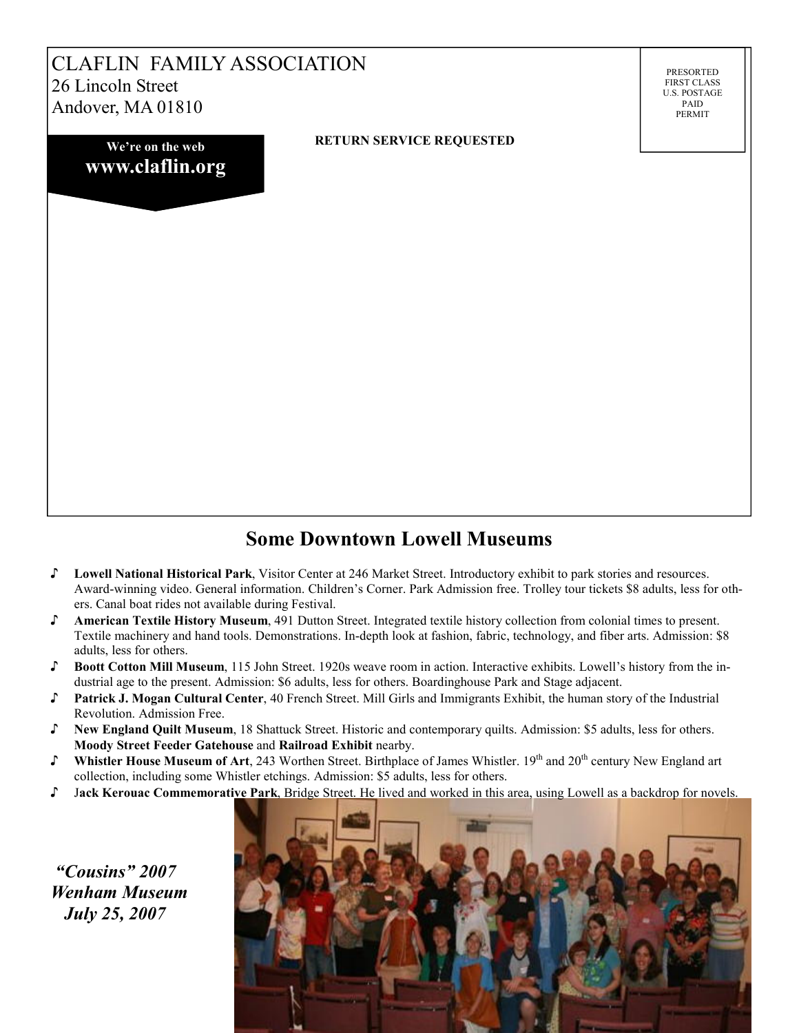CLAFLIN FAMILY ASSOCIATION
26 Lincoln Street
Andover, MA 01810

PRESORTED
FIRST CLASS
U.S. POSTAGE
PAID
PERMIT

**We're on the web**
**www.claflin.org**

**RETURN SERVICE REQUESTED**

## Some Downtown Lowell Museums

- **Lowell National Historical Park**, Visitor Center at 246 Market Street. Introductory exhibit to park stories and resources. Award-winning video. General information. Children's Corner. Park Admission free. Trolley tour tickets $8 adults, less for others. Canal boat rides not available during Festival.
- **American Textile History Museum**, 491 Dutton Street. Integrated textile history collection from colonial times to present. Textile machinery and hand tools. Demonstrations. In-depth look at fashion, fabric, technology, and fiber arts. Admission: $8 adults, less for others.
- **Boott Cotton Mill Museum**, 115 John Street. 1920s weave room in action. Interactive exhibits. Lowell's history from the industrial age to the present. Admission: $6 adults, less for others. Boardinghouse Park and Stage adjacent.
- **Patrick J. Mogan Cultural Center**, 40 French Street. Mill Girls and Immigrants Exhibit, the human story of the Industrial Revolution. Admission Free.
- **New England Quilt Museum**, 18 Shattuck Street. Historic and contemporary quilts. Admission: $5 adults, less for others. **Moody Street Feeder Gatehouse** and **Railroad Exhibit** nearby.
- **Whistler House Museum of Art**, 243 Worthen Street. Birthplace of James Whistler. 19th and 20th century New England art collection, including some Whistler etchings. Admission: $5 adults, less for others.
- **Jack Kerouac Commemorative Park**, Bridge Street. He lived and worked in this area, using Lowell as a backdrop for novels.

***"Cousins" 2007***
***Wenham Museum***
***July 25, 2007***